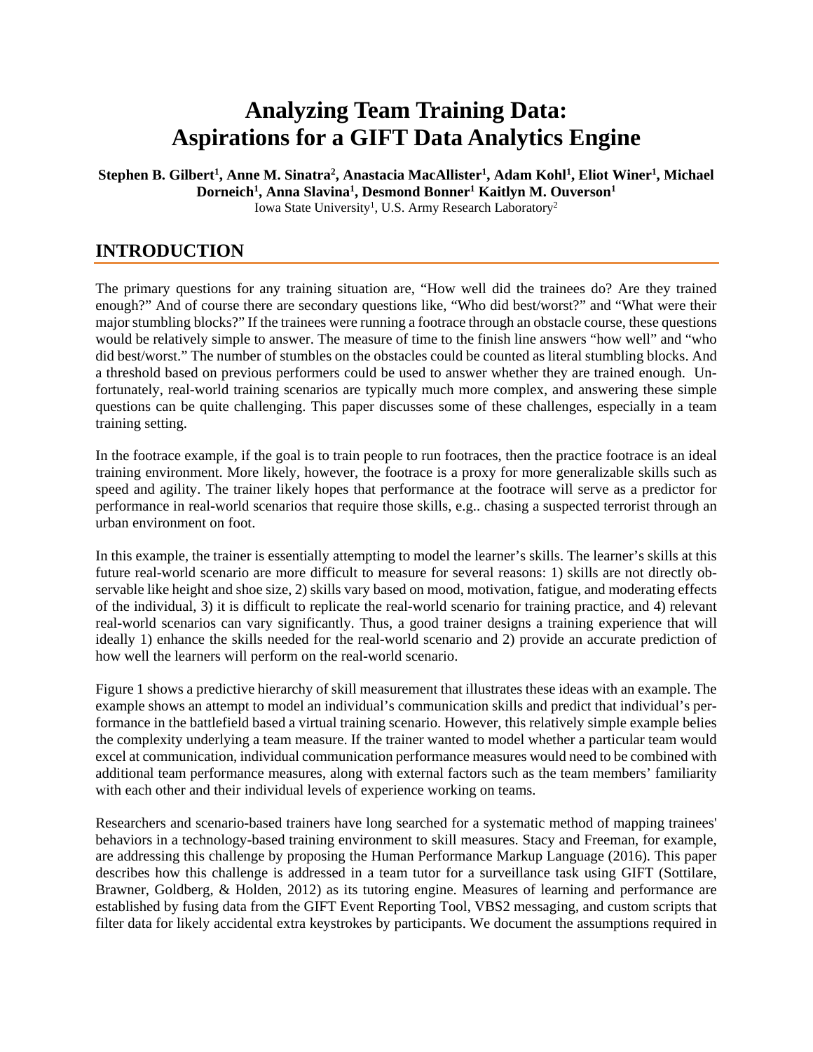# Analyzing Team Training Data: Aspirations for a GIFT Data Analytics Engine

**Stephen B. Gilbert[1], Anne M. Sinatra[2], Anastacia MacAllister[1], Adam Kohl[1], Eliot Winer[1], Michael Dorneich[1], Anna Slavina[1], Desmond Bonner[1] Kaitlyn M. Ouverson[1]**

Iowa State University[1], U.S. Army Research Laboratory[2]

## INTRODUCTION

The primary questions for any training situation are, "How well did the trainees do? Are they trained enough?" And of course there are secondary questions like, "Who did best/worst?" and "What were their major stumbling blocks?" If the trainees were running a footrace through an obstacle course, these questions would be relatively simple to answer. The measure of time to the finish line answers "how well" and "who did best/worst." The number of stumbles on the obstacles could be counted as literal stumbling blocks. And a threshold based on previous performers could be used to answer whether they are trained enough. Unfortunately, real-world training scenarios are typically much more complex, and answering these simple questions can be quite challenging. This paper discusses some of these challenges, especially in a team training setting.

In the footrace example, if the goal is to train people to run footraces, then the practice footrace is an ideal training environment. More likely, however, the footrace is a proxy for more generalizable skills such as speed and agility. The trainer likely hopes that performance at the footrace will serve as a predictor for performance in real-world scenarios that require those skills, e.g.. chasing a suspected terrorist through an urban environment on foot.

In this example, the trainer is essentially attempting to model the learner's skills. The learner's skills at this future real-world scenario are more difficult to measure for several reasons: 1) skills are not directly observable like height and shoe size, 2) skills vary based on mood, motivation, fatigue, and moderating effects of the individual, 3) it is difficult to replicate the real-world scenario for training practice, and 4) relevant real-world scenarios can vary significantly. Thus, a good trainer designs a training experience that will ideally 1) enhance the skills needed for the real-world scenario and 2) provide an accurate prediction of how well the learners will perform on the real-world scenario.

Figure 1 shows a predictive hierarchy of skill measurement that illustrates these ideas with an example. The example shows an attempt to model an individual's communication skills and predict that individual's performance in the battlefield based a virtual training scenario. However, this relatively simple example belies the complexity underlying a team measure. If the trainer wanted to model whether a particular team would excel at communication, individual communication performance measures would need to be combined with additional team performance measures, along with external factors such as the team members' familiarity with each other and their individual levels of experience working on teams.

Researchers and scenario-based trainers have long searched for a systematic method of mapping trainees' behaviors in a technology-based training environment to skill measures. Stacy and Freeman, for example, are addressing this challenge by proposing the Human Performance Markup Language (2016). This paper describes how this challenge is addressed in a team tutor for a surveillance task using GIFT (Sottilare, Brawner, Goldberg, & Holden, 2012) as its tutoring engine. Measures of learning and performance are established by fusing data from the GIFT Event Reporting Tool, VBS2 messaging, and custom scripts that filter data for likely accidental extra keystrokes by participants. We document the assumptions required in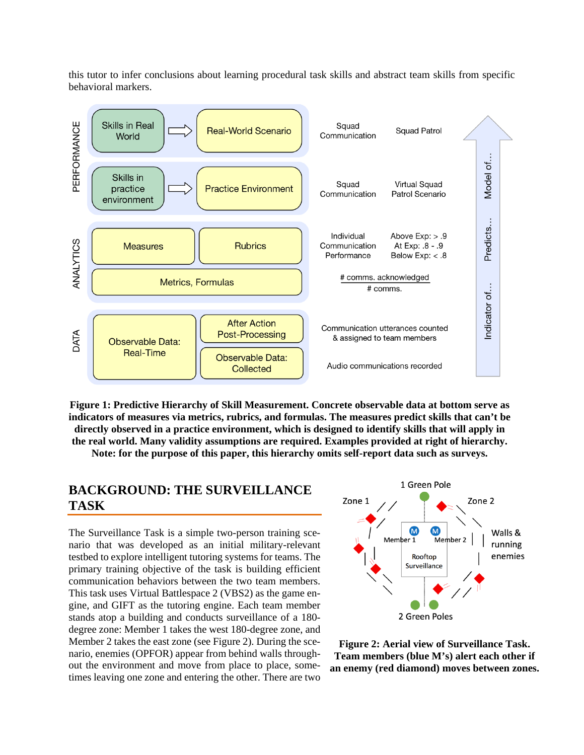this tutor to infer conclusions about learning procedural task skills and abstract team skills from specific behavioral markers.

**Figure 1: Predictive Hierarchy of Skill Measurement. Concrete observable data at bottom serve as indicators of measures via metrics, rubrics, and formulas. The measures predict skills that can't be directly observed in a practice environment, which is designed to identify skills that will apply in the real world. Many validity assumptions are required. Examples provided at right of hierarchy. Note: for the purpose of this paper, this hierarchy omits self-report data such as surveys.**

## BACKGROUND: THE SURVEILLANCE TASK

The Surveillance Task is a simple two-person training scenario that was developed as an initial military-relevant testbed to explore intelligent tutoring systems for teams. The primary training objective of the task is building efficient communication behaviors between the two team members. This task uses Virtual Battlespace 2 (VBS2) as the game engine, and GIFT as the tutoring engine. Each team member stands atop a building and conducts surveillance of a 180-degree zone: Member 1 takes the west 180-degree zone, and Member 2 takes the east zone (see Figure 2). During the scenario, enemies (OPFOR) appear from behind walls throughout the environment and move from place to place, sometimes leaving one zone and entering the other. There are two

**Figure 2: Aerial view of Surveillance Task. Team members (blue M's) alert each other if an enemy (red diamond) moves between zones.**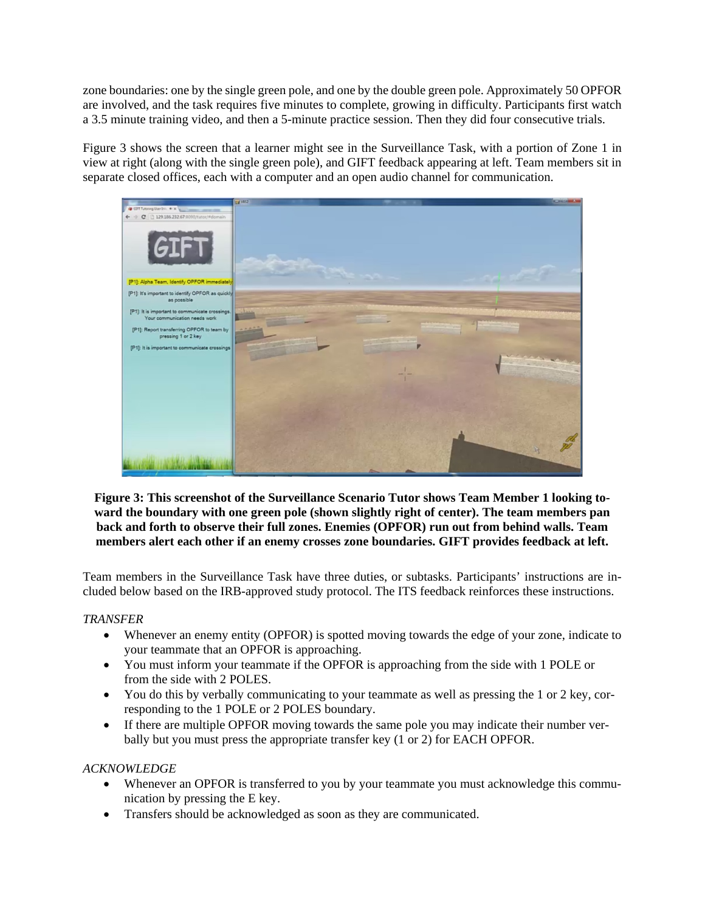zone boundaries: one by the single green pole, and one by the double green pole. Approximately 50 OPFOR are involved, and the task requires five minutes to complete, growing in difficulty. Participants first watch a 3.5 minute training video, and then a 5-minute practice session. Then they did four consecutive trials.

Figure 3 shows the screen that a learner might see in the Surveillance Task, with a portion of Zone 1 in view at right (along with the single green pole), and GIFT feedback appearing at left. Team members sit in separate closed offices, each with a computer and an open audio channel for communication.

**Figure 3: This screenshot of the Surveillance Scenario Tutor shows Team Member 1 looking toward the boundary with one green pole (shown slightly right of center). The team members pan back and forth to observe their full zones. Enemies (OPFOR) run out from behind walls. Team members alert each other if an enemy crosses zone boundaries. GIFT provides feedback at left.**

Team members in the Surveillance Task have three duties, or subtasks. Participants' instructions are included below based on the IRB-approved study protocol. The ITS feedback reinforces these instructions.

*TRANSFER*

- Whenever an enemy entity (OPFOR) is spotted moving towards the edge of your zone, indicate to your teammate that an OPFOR is approaching.
- You must inform your teammate if the OPFOR is approaching from the side with 1 POLE or from the side with 2 POLES.
- You do this by verbally communicating to your teammate as well as pressing the 1 or 2 key, corresponding to the 1 POLE or 2 POLES boundary.
- If there are multiple OPFOR moving towards the same pole you may indicate their number verbally but you must press the appropriate transfer key (1 or 2) for EACH OPFOR.

*ACKNOWLEDGE*

- Whenever an OPFOR is transferred to you by your teammate you must acknowledge this communication by pressing the E key.
- Transfers should be acknowledged as soon as they are communicated.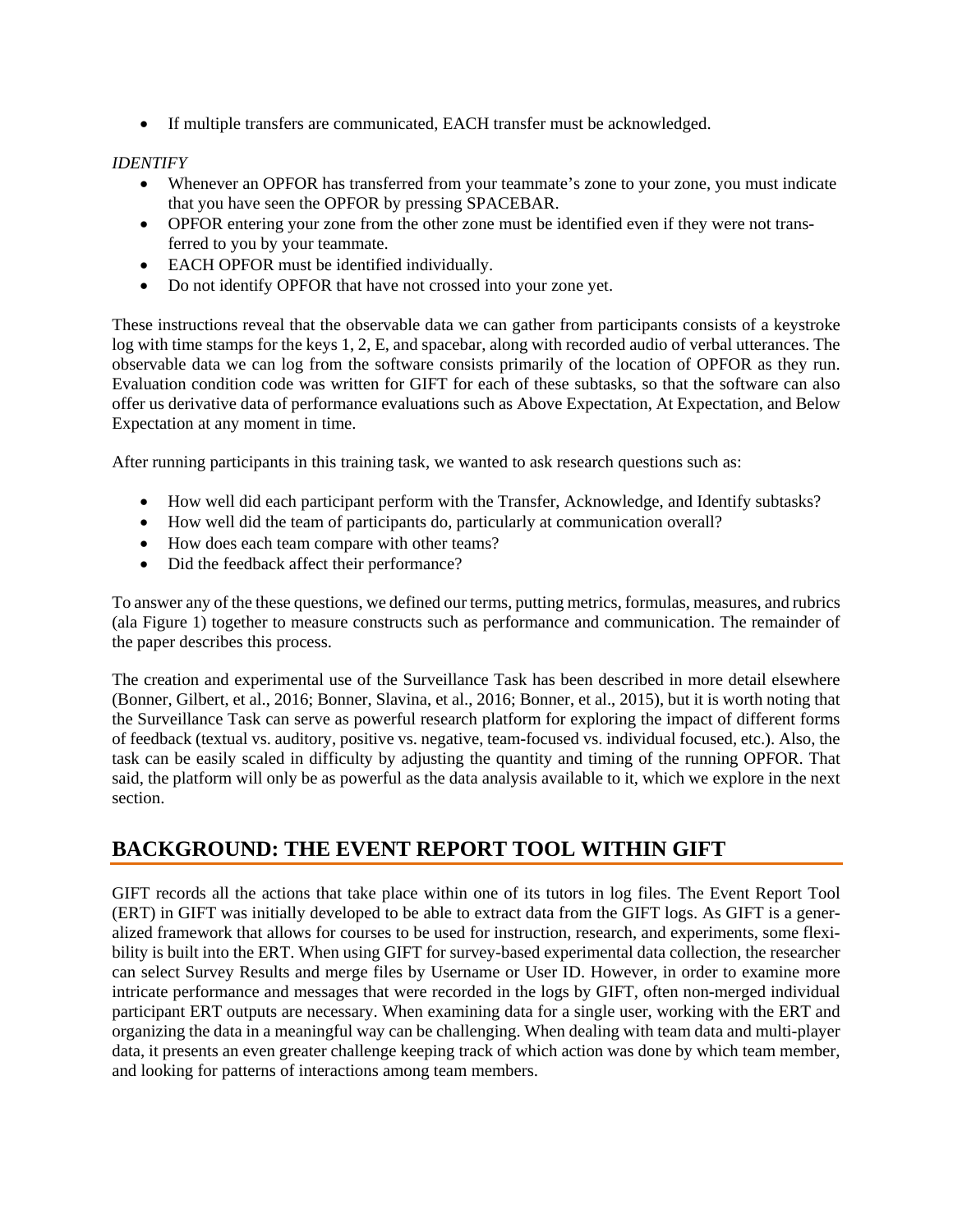- If multiple transfers are communicated, EACH transfer must be acknowledged.

*IDENTIFY*

- Whenever an OPFOR has transferred from your teammate's zone to your zone, you must indicate that you have seen the OPFOR by pressing SPACEBAR.
- OPFOR entering your zone from the other zone must be identified even if they were not transferred to you by your teammate.
- EACH OPFOR must be identified individually.
- Do not identify OPFOR that have not crossed into your zone yet.

These instructions reveal that the observable data we can gather from participants consists of a keystroke log with time stamps for the keys 1, 2, E, and spacebar, along with recorded audio of verbal utterances. The observable data we can log from the software consists primarily of the location of OPFOR as they run. Evaluation condition code was written for GIFT for each of these subtasks, so that the software can also offer us derivative data of performance evaluations such as Above Expectation, At Expectation, and Below Expectation at any moment in time.

After running participants in this training task, we wanted to ask research questions such as:

- How well did each participant perform with the Transfer, Acknowledge, and Identify subtasks?
- How well did the team of participants do, particularly at communication overall?
- How does each team compare with other teams?
- Did the feedback affect their performance?

To answer any of the these questions, we defined our terms, putting metrics, formulas, measures, and rubrics (ala Figure 1) together to measure constructs such as performance and communication. The remainder of the paper describes this process.

The creation and experimental use of the Surveillance Task has been described in more detail elsewhere (Bonner, Gilbert, et al., 2016; Bonner, Slavina, et al., 2016; Bonner, et al., 2015), but it is worth noting that the Surveillance Task can serve as powerful research platform for exploring the impact of different forms of feedback (textual vs. auditory, positive vs. negative, team-focused vs. individual focused, etc.). Also, the task can be easily scaled in difficulty by adjusting the quantity and timing of the running OPFOR. That said, the platform will only be as powerful as the data analysis available to it, which we explore in the next section.

## BACKGROUND: THE EVENT REPORT TOOL WITHIN GIFT

GIFT records all the actions that take place within one of its tutors in log files. The Event Report Tool (ERT) in GIFT was initially developed to be able to extract data from the GIFT logs. As GIFT is a generalized framework that allows for courses to be used for instruction, research, and experiments, some flexibility is built into the ERT. When using GIFT for survey-based experimental data collection, the researcher can select Survey Results and merge files by Username or User ID. However, in order to examine more intricate performance and messages that were recorded in the logs by GIFT, often non-merged individual participant ERT outputs are necessary. When examining data for a single user, working with the ERT and organizing the data in a meaningful way can be challenging. When dealing with team data and multi-player data, it presents an even greater challenge keeping track of which action was done by which team member, and looking for patterns of interactions among team members.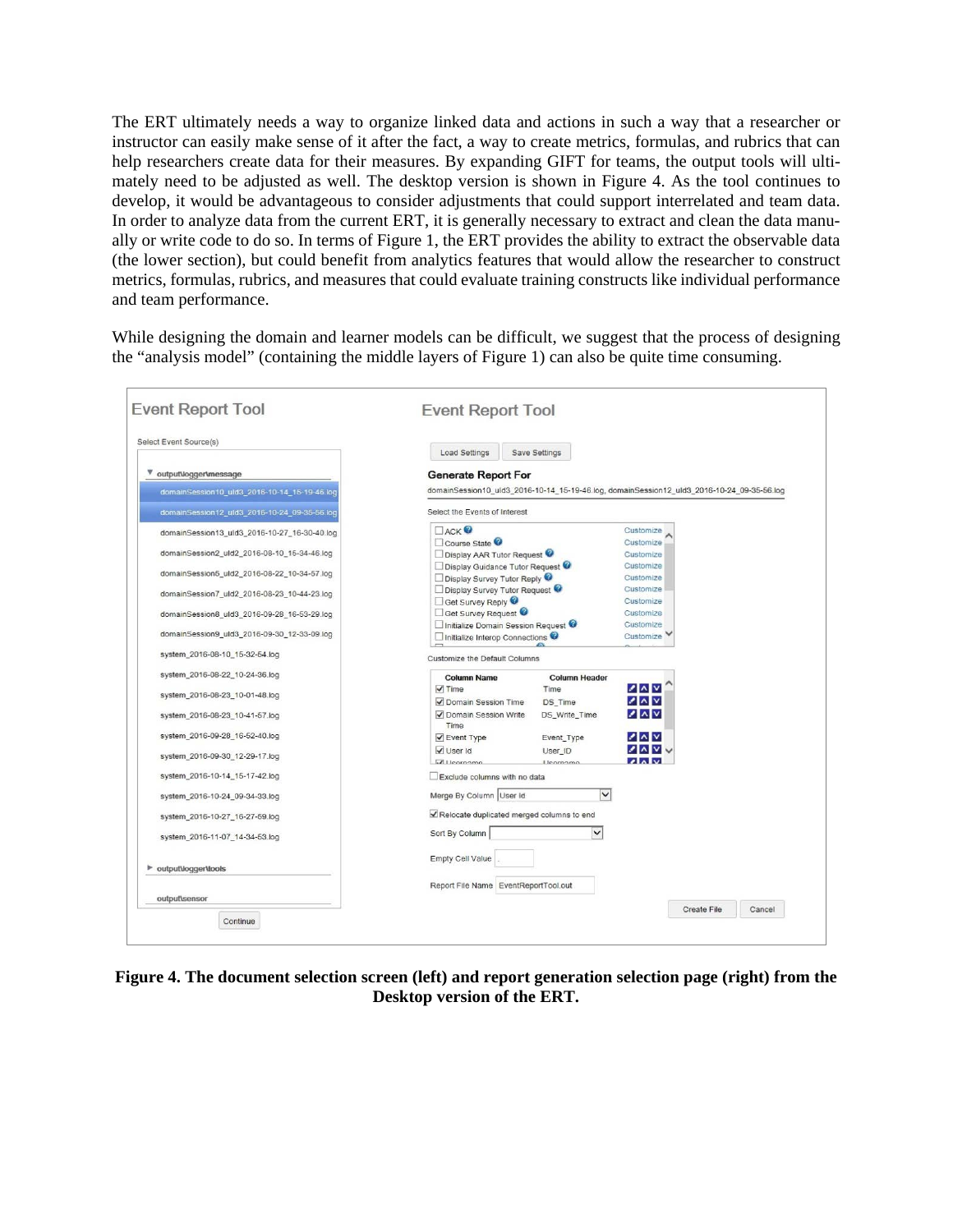The ERT ultimately needs a way to organize linked data and actions in such a way that a researcher or instructor can easily make sense of it after the fact, a way to create metrics, formulas, and rubrics that can help researchers create data for their measures. By expanding GIFT for teams, the output tools will ultimately need to be adjusted as well. The desktop version is shown in Figure 4. As the tool continues to develop, it would be advantageous to consider adjustments that could support interrelated and team data. In order to analyze data from the current ERT, it is generally necessary to extract and clean the data manually or write code to do so. In terms of Figure 1, the ERT provides the ability to extract the observable data (the lower section), but could benefit from analytics features that would allow the researcher to construct metrics, formulas, rubrics, and measures that could evaluate training constructs like individual performance and team performance.

While designing the domain and learner models can be difficult, we suggest that the process of designing the "analysis model" (containing the middle layers of Figure 1) can also be quite time consuming.

**Figure 4. The document selection screen (left) and report generation selection page (right) from the Desktop version of the ERT.**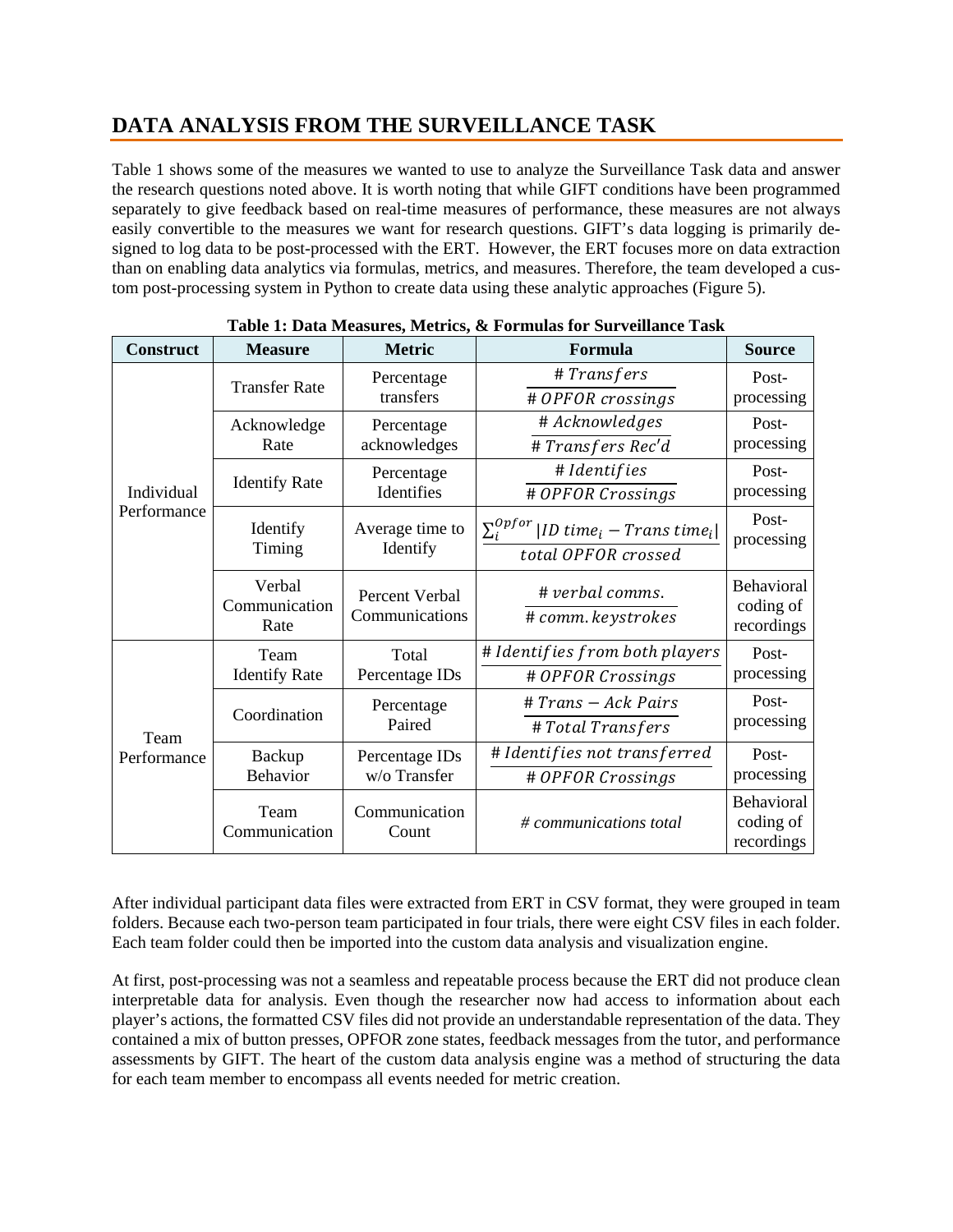# DATA ANALYSIS FROM THE SURVEILLANCE TASK

Table 1 shows some of the measures we wanted to use to analyze the Surveillance Task data and answer the research questions noted above. It is worth noting that while GIFT conditions have been programmed separately to give feedback based on real-time measures of performance, these measures are not always easily convertible to the measures we want for research questions. GIFT's data logging is primarily designed to log data to be post-processed with the ERT. However, the ERT focuses more on data extraction than on enabling data analytics via formulas, metrics, and measures. Therefore, the team developed a custom post-processing system in Python to create data using these analytic approaches (Figure 5).

**Table 1: Data Measures, Metrics, & Formulas for Surveillance Task**

| Construct | Measure | Metric | Formula | Source |
|---|---|---|---|---|
| Individual Performance | Transfer Rate | Percentage transfers | $\frac{\#\,Transfers}{\#\,OPFOR\ crossings}$ | Post-processing |
| | Acknowledge Rate | Percentage acknowledges | $\frac{\#\,Acknowledges}{\#\,Transfers\ Rec'd}$ | Post-processing |
| | Identify Rate | Percentage Identifies | $\frac{\#\,Identifies}{\#\,OPFOR\ Crossings}$ | Post-processing |
| | Identify Timing | Average time to Identify | $\frac{\sum_{i}^{Opfor} \lvert ID\ time_i - Trans\ time_i \rvert}{total\ OPFOR\ crossed}$ | Post-processing |
| | Verbal Communication Rate | Percent Verbal Communications | $\frac{\#\,verbal\ comms.}{\#\,comm.\,keystrokes}$ | Behavioral coding of recordings |
| Team Performance | Team Identify Rate | Total Percentage IDs | $\frac{\#\,Identifies\ from\ both\ players}{\#\,OPFOR\ Crossings}$ | Post-processing |
| | Coordination | Percentage Paired | $\frac{\#\,Trans - Ack\ Pairs}{\#\,Total\ Transfers}$ | Post-processing |
| | Backup Behavior | Percentage IDs w/o Transfer | $\frac{\#\,Identifies\ not\ transferred}{\#\,OPFOR\ Crossings}$ | Post-processing |
| | Team Communication | Communication Count | *# communications total* | Behavioral coding of recordings |

After individual participant data files were extracted from ERT in CSV format, they were grouped in team folders. Because each two-person team participated in four trials, there were eight CSV files in each folder. Each team folder could then be imported into the custom data analysis and visualization engine.

At first, post-processing was not a seamless and repeatable process because the ERT did not produce clean interpretable data for analysis. Even though the researcher now had access to information about each player's actions, the formatted CSV files did not provide an understandable representation of the data. They contained a mix of button presses, OPFOR zone states, feedback messages from the tutor, and performance assessments by GIFT. The heart of the custom data analysis engine was a method of structuring the data for each team member to encompass all events needed for metric creation.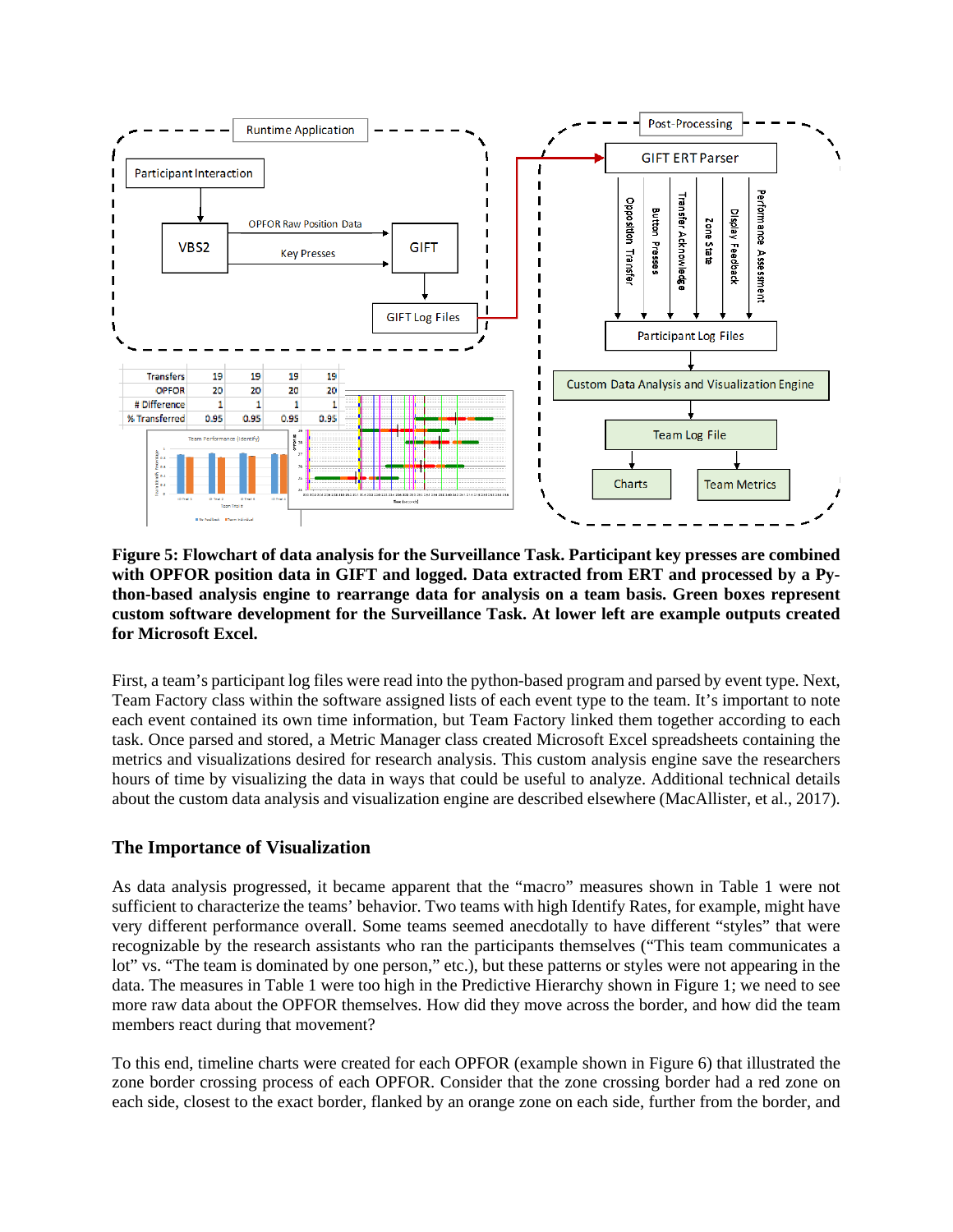**Figure 5: Flowchart of data analysis for the Surveillance Task. Participant key presses are combined with OPFOR position data in GIFT and logged. Data extracted from ERT and processed by a Python-based analysis engine to rearrange data for analysis on a team basis. Green boxes represent custom software development for the Surveillance Task. At lower left are example outputs created for Microsoft Excel.**

First, a team's participant log files were read into the python-based program and parsed by event type. Next, Team Factory class within the software assigned lists of each event type to the team. It's important to note each event contained its own time information, but Team Factory linked them together according to each task. Once parsed and stored, a Metric Manager class created Microsoft Excel spreadsheets containing the metrics and visualizations desired for research analysis. This custom analysis engine save the researchers hours of time by visualizing the data in ways that could be useful to analyze. Additional technical details about the custom data analysis and visualization engine are described elsewhere (MacAllister, et al., 2017).

## The Importance of Visualization

As data analysis progressed, it became apparent that the "macro" measures shown in Table 1 were not sufficient to characterize the teams' behavior. Two teams with high Identify Rates, for example, might have very different performance overall. Some teams seemed anecdotally to have different "styles" that were recognizable by the research assistants who ran the participants themselves ("This team communicates a lot" vs. "The team is dominated by one person," etc.), but these patterns or styles were not appearing in the data. The measures in Table 1 were too high in the Predictive Hierarchy shown in Figure 1; we need to see more raw data about the OPFOR themselves. How did they move across the border, and how did the team members react during that movement?

To this end, timeline charts were created for each OPFOR (example shown in Figure 6) that illustrated the zone border crossing process of each OPFOR. Consider that the zone crossing border had a red zone on each side, closest to the exact border, flanked by an orange zone on each side, further from the border, and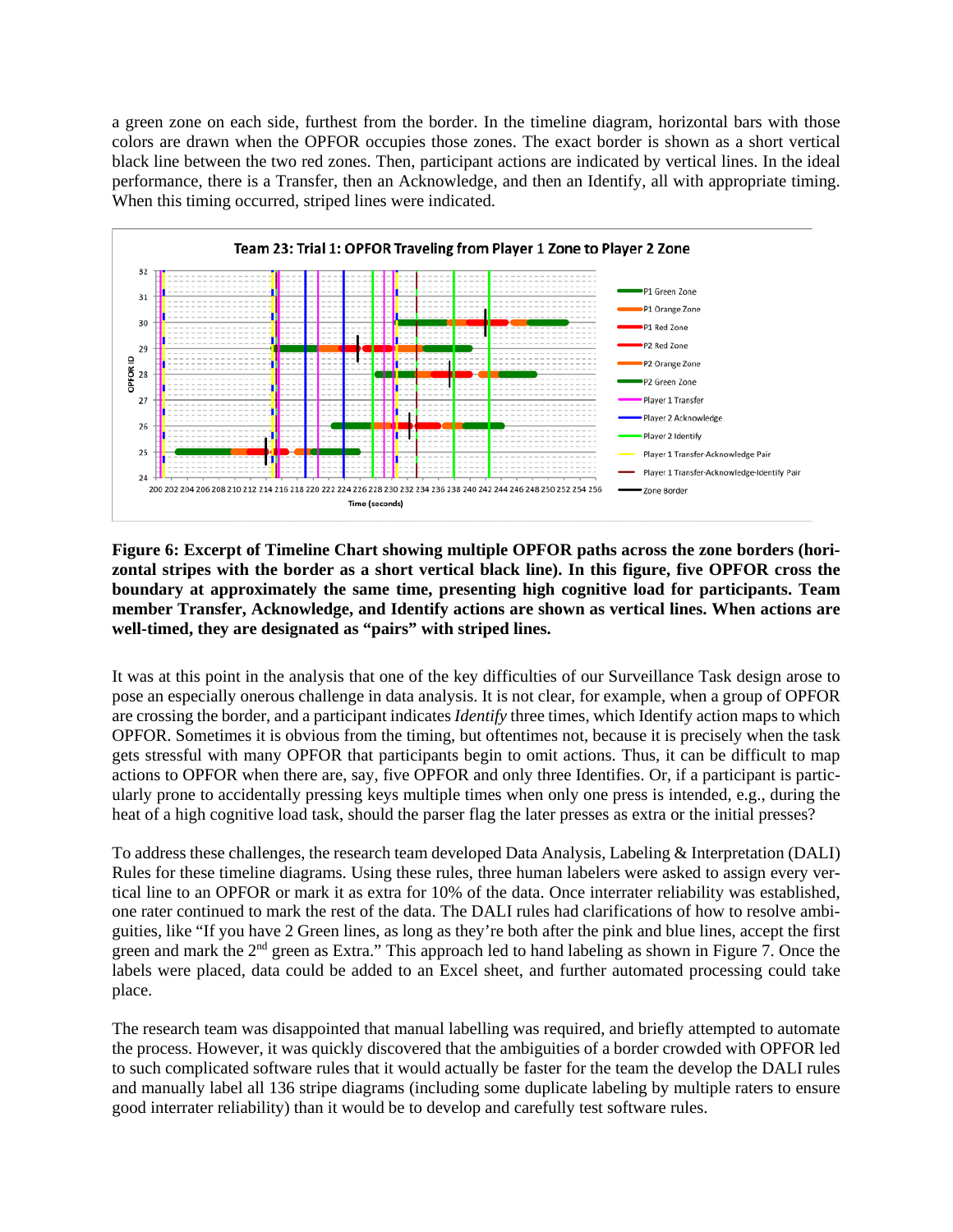a green zone on each side, furthest from the border. In the timeline diagram, horizontal bars with those colors are drawn when the OPFOR occupies those zones. The exact border is shown as a short vertical black line between the two red zones. Then, participant actions are indicated by vertical lines. In the ideal performance, there is a Transfer, then an Acknowledge, and then an Identify, all with appropriate timing. When this timing occurred, striped lines were indicated.

**Figure 6: Excerpt of Timeline Chart showing multiple OPFOR paths across the zone borders (horizontal stripes with the border as a short vertical black line). In this figure, five OPFOR cross the boundary at approximately the same time, presenting high cognitive load for participants. Team member Transfer, Acknowledge, and Identify actions are shown as vertical lines. When actions are well-timed, they are designated as "pairs" with striped lines.**

It was at this point in the analysis that one of the key difficulties of our Surveillance Task design arose to pose an especially onerous challenge in data analysis. It is not clear, for example, when a group of OPFOR are crossing the border, and a participant indicates *Identify* three times, which Identify action maps to which OPFOR. Sometimes it is obvious from the timing, but oftentimes not, because it is precisely when the task gets stressful with many OPFOR that participants begin to omit actions. Thus, it can be difficult to map actions to OPFOR when there are, say, five OPFOR and only three Identifies. Or, if a participant is particularly prone to accidentally pressing keys multiple times when only one press is intended, e.g., during the heat of a high cognitive load task, should the parser flag the later presses as extra or the initial presses?

To address these challenges, the research team developed Data Analysis, Labeling & Interpretation (DALI) Rules for these timeline diagrams. Using these rules, three human labelers were asked to assign every vertical line to an OPFOR or mark it as extra for 10% of the data. Once interrater reliability was established, one rater continued to mark the rest of the data. The DALI rules had clarifications of how to resolve ambiguities, like "If you have 2 Green lines, as long as they're both after the pink and blue lines, accept the first green and mark the 2nd green as Extra." This approach led to hand labeling as shown in Figure 7. Once the labels were placed, data could be added to an Excel sheet, and further automated processing could take place.

The research team was disappointed that manual labelling was required, and briefly attempted to automate the process. However, it was quickly discovered that the ambiguities of a border crowded with OPFOR led to such complicated software rules that it would actually be faster for the team the develop the DALI rules and manually label all 136 stripe diagrams (including some duplicate labeling by multiple raters to ensure good interrater reliability) than it would be to develop and carefully test software rules.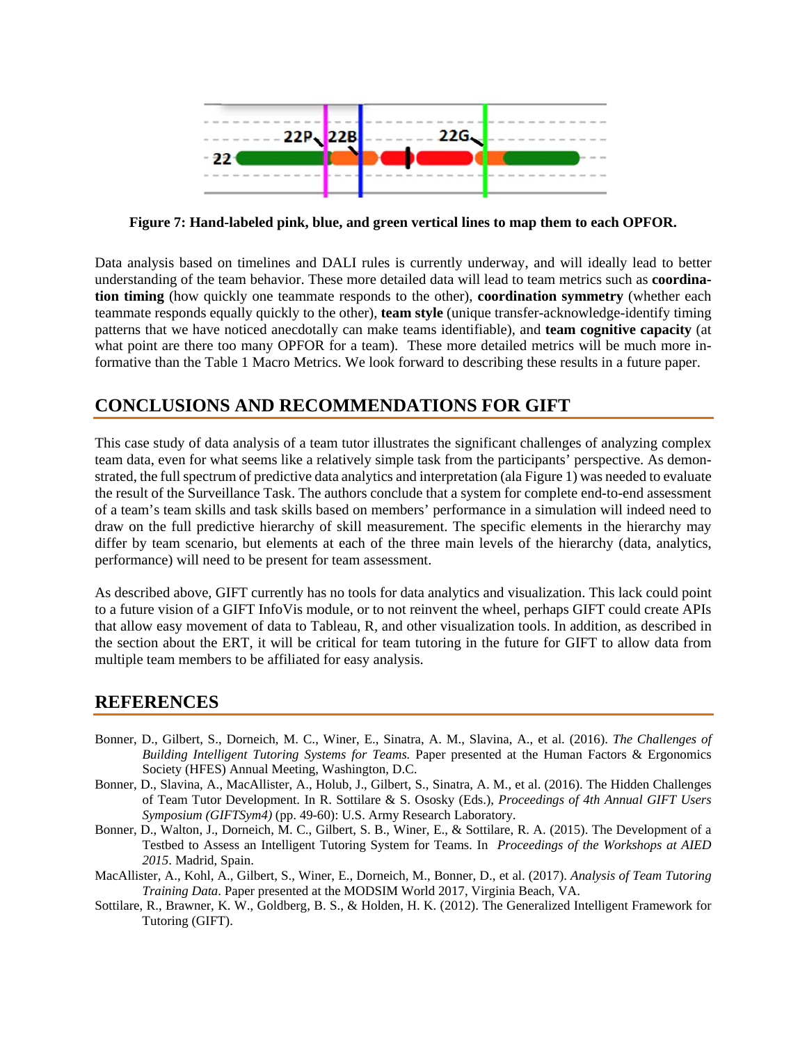**Figure 7: Hand-labeled pink, blue, and green vertical lines to map them to each OPFOR.**

Data analysis based on timelines and DALI rules is currently underway, and will ideally lead to better understanding of the team behavior. These more detailed data will lead to team metrics such as **coordination timing** (how quickly one teammate responds to the other), **coordination symmetry** (whether each teammate responds equally quickly to the other), **team style** (unique transfer-acknowledge-identify timing patterns that we have noticed anecdotally can make teams identifiable), and **team cognitive capacity** (at what point are there too many OPFOR for a team). These more detailed metrics will be much more informative than the Table 1 Macro Metrics. We look forward to describing these results in a future paper.

## CONCLUSIONS AND RECOMMENDATIONS FOR GIFT

This case study of data analysis of a team tutor illustrates the significant challenges of analyzing complex team data, even for what seems like a relatively simple task from the participants' perspective. As demonstrated, the full spectrum of predictive data analytics and interpretation (ala Figure 1) was needed to evaluate the result of the Surveillance Task. The authors conclude that a system for complete end-to-end assessment of a team's team skills and task skills based on members' performance in a simulation will indeed need to draw on the full predictive hierarchy of skill measurement. The specific elements in the hierarchy may differ by team scenario, but elements at each of the three main levels of the hierarchy (data, analytics, performance) will need to be present for team assessment.

As described above, GIFT currently has no tools for data analytics and visualization. This lack could point to a future vision of a GIFT InfoVis module, or to not reinvent the wheel, perhaps GIFT could create APIs that allow easy movement of data to Tableau, R, and other visualization tools. In addition, as described in the section about the ERT, it will be critical for team tutoring in the future for GIFT to allow data from multiple team members to be affiliated for easy analysis.

## REFERENCES

Bonner, D., Gilbert, S., Dorneich, M. C., Winer, E., Sinatra, A. M., Slavina, A., et al. (2016). *The Challenges of Building Intelligent Tutoring Systems for Teams.* Paper presented at the Human Factors & Ergonomics Society (HFES) Annual Meeting, Washington, D.C.

Bonner, D., Slavina, A., MacAllister, A., Holub, J., Gilbert, S., Sinatra, A. M., et al. (2016). The Hidden Challenges of Team Tutor Development. In R. Sottilare & S. Ososky (Eds.), *Proceedings of 4th Annual GIFT Users Symposium (GIFTSym4)* (pp. 49-60): U.S. Army Research Laboratory.

Bonner, D., Walton, J., Dorneich, M. C., Gilbert, S. B., Winer, E., & Sottilare, R. A. (2015). The Development of a Testbed to Assess an Intelligent Tutoring System for Teams. In *Proceedings of the Workshops at AIED 2015*. Madrid, Spain.

MacAllister, A., Kohl, A., Gilbert, S., Winer, E., Dorneich, M., Bonner, D., et al. (2017). *Analysis of Team Tutoring Training Data*. Paper presented at the MODSIM World 2017, Virginia Beach, VA.

Sottilare, R., Brawner, K. W., Goldberg, B. S., & Holden, H. K. (2012). The Generalized Intelligent Framework for Tutoring (GIFT).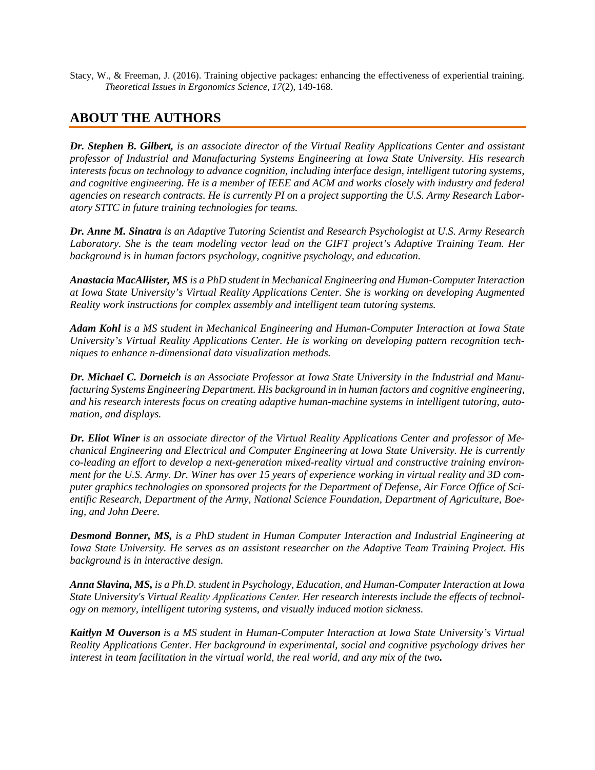Stacy, W., & Freeman, J. (2016). Training objective packages: enhancing the effectiveness of experiential training. *Theoretical Issues in Ergonomics Science, 17*(2), 149-168.

## ABOUT THE AUTHORS

***Dr. Stephen B. Gilbert,*** *is an associate director of the Virtual Reality Applications Center and assistant professor of Industrial and Manufacturing Systems Engineering at Iowa State University. His research interests focus on technology to advance cognition, including interface design, intelligent tutoring systems, and cognitive engineering. He is a member of IEEE and ACM and works closely with industry and federal agencies on research contracts. He is currently PI on a project supporting the U.S. Army Research Laboratory STTC in future training technologies for teams.*

***Dr. Anne M. Sinatra*** *is an Adaptive Tutoring Scientist and Research Psychologist at U.S. Army Research Laboratory. She is the team modeling vector lead on the GIFT project's Adaptive Training Team. Her background is in human factors psychology, cognitive psychology, and education.*

***Anastacia MacAllister, MS*** *is a PhD student in Mechanical Engineering and Human-Computer Interaction at Iowa State University's Virtual Reality Applications Center. She is working on developing Augmented Reality work instructions for complex assembly and intelligent team tutoring systems.*

***Adam Kohl*** *is a MS student in Mechanical Engineering and Human-Computer Interaction at Iowa State University's Virtual Reality Applications Center. He is working on developing pattern recognition techniques to enhance n-dimensional data visualization methods.*

***Dr. Michael C. Dorneich*** *is an Associate Professor at Iowa State University in the Industrial and Manufacturing Systems Engineering Department. His background in in human factors and cognitive engineering, and his research interests focus on creating adaptive human-machine systems in intelligent tutoring, automation, and displays.*

***Dr. Eliot Winer*** *is an associate director of the Virtual Reality Applications Center and professor of Mechanical Engineering and Electrical and Computer Engineering at Iowa State University. He is currently co-leading an effort to develop a next-generation mixed-reality virtual and constructive training environment for the U.S. Army. Dr. Winer has over 15 years of experience working in virtual reality and 3D computer graphics technologies on sponsored projects for the Department of Defense, Air Force Office of Scientific Research, Department of the Army, National Science Foundation, Department of Agriculture, Boeing, and John Deere.*

***Desmond Bonner, MS,*** *is a PhD student in Human Computer Interaction and Industrial Engineering at Iowa State University. He serves as an assistant researcher on the Adaptive Team Training Project. His background is in interactive design.*

***Anna Slavina, MS,*** *is a Ph.D. student in Psychology, Education, and Human-Computer Interaction at Iowa State University's Virtual Reality Applications Center. Her research interests include the effects of technology on memory, intelligent tutoring systems, and visually induced motion sickness.*

***Kaitlyn M Ouverson*** *is a MS student in Human-Computer Interaction at Iowa State University's Virtual Reality Applications Center. Her background in experimental, social and cognitive psychology drives her interest in team facilitation in the virtual world, the real world, and any mix of the two.*